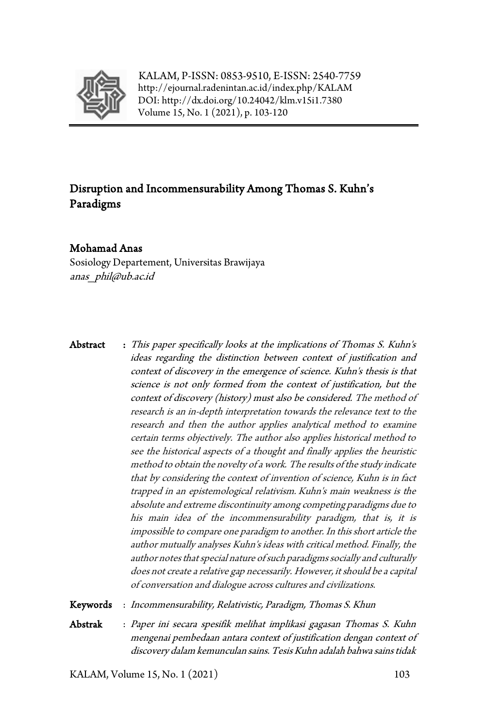KALAM, P-ISSN: 0853-9510, E-ISSN: 2540-7759
http://ejournal.radenintan.ac.id/index.php/KALAM
DOI: http://dx.doi.org/10.24042/klm.v15i1.7380
Volume 15, No. 1 (2021), p. 103-120

# Disruption and Incommensurability Among Thomas S. Kuhn's Paradigms

**Mohamad Anas**
Sosiology Departement, Universitas Brawijaya
*anas_phil@ub.ac.id*

**Abstract** : *This paper specifically looks at the implications of Thomas S. Kuhn's ideas regarding the distinction between context of justification and context of discovery in the emergence of science. Kuhn's thesis is that science is not only formed from the context of justification, but the context of discovery (history) must also be considered. The method of research is an in-depth interpretation towards the relevance text to the research and then the author applies analytical method to examine certain terms objectively. The author also applies historical method to see the historical aspects of a thought and finally applies the heuristic method to obtain the novelty of a work. The results of the study indicate that by considering the context of invention of science, Kuhn is in fact trapped in an epistemological relativism. Kuhn's main weakness is the absolute and extreme discontinuity among competing paradigms due to his main idea of the incommensurability paradigm, that is, it is impossible to compare one paradigm to another. In this short article the author mutually analyses Kuhn's ideas with critical method. Finally, the author notes that special nature of such paradigms socially and culturally does not create a relative gap necessarily. However, it should be a capital of conversation and dialogue across cultures and civilizations.*

**Keywords** : *Incommensurability, Relativistic, Paradigm, Thomas S. Khun*

**Abstrak** : *Paper ini secara spesifik melihat implikasi gagasan Thomas S. Kuhn mengenai pembedaan antara context of justification dengan context of discovery dalam kemunculan sains. Tesis Kuhn adalah bahwa sains tidak*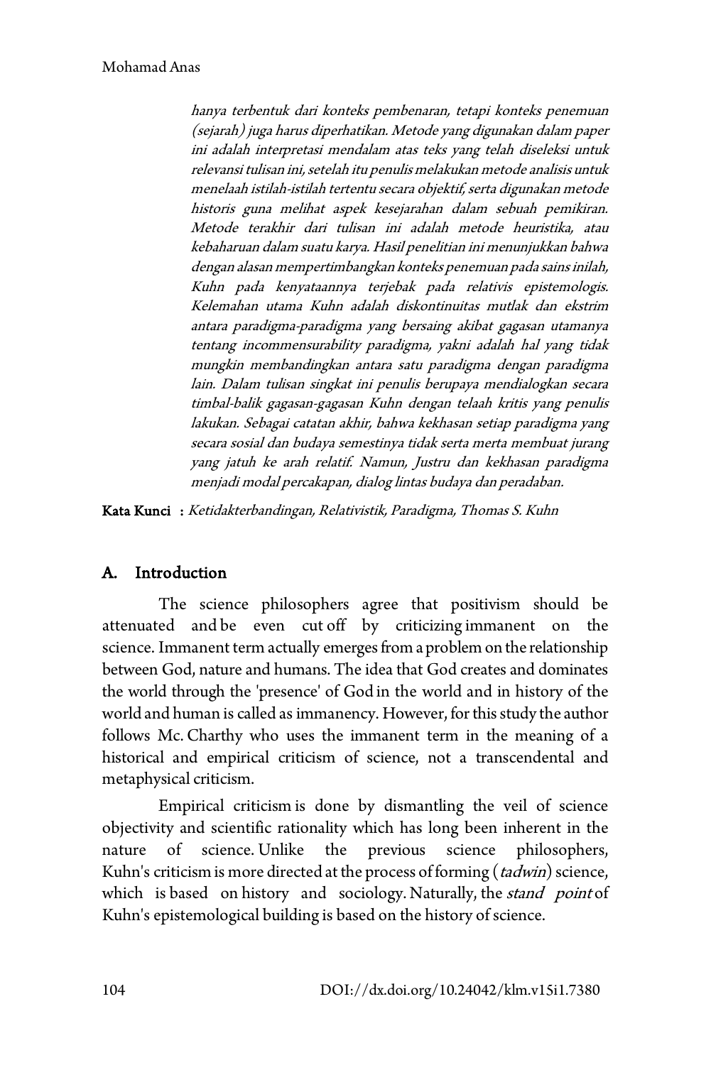*hanya terbentuk dari konteks pembenaran, tetapi konteks penemuan (sejarah) juga harus diperhatikan. Metode yang digunakan dalam paper ini adalah interpretasi mendalam atas teks yang telah diseleksi untuk relevansi tulisan ini, setelah itu penulis melakukan metode analisis untuk menelaah istilah-istilah tertentu secara objektif, serta digunakan metode historis guna melihat aspek kesejarahan dalam sebuah pemikiran. Metode terakhir dari tulisan ini adalah metode heuristika, atau kebaharuan dalam suatu karya. Hasil penelitian ini menunjukkan bahwa dengan alasan mempertimbangkan konteks penemuan pada sains inilah, Kuhn pada kenyataannya terjebak pada relativis epistemologis. Kelemahan utama Kuhn adalah diskontinuitas mutlak dan ekstrim antara paradigma-paradigma yang bersaing akibat gagasan utamanya tentang incommensurability paradigma, yakni adalah hal yang tidak mungkin membandingkan antara satu paradigma dengan paradigma lain. Dalam tulisan singkat ini penulis berupaya mendialogkan secara timbal-balik gagasan-gagasan Kuhn dengan telaah kritis yang penulis lakukan. Sebagai catatan akhir, bahwa kekhasan setiap paradigma yang secara sosial dan budaya semestinya tidak serta merta membuat jurang yang jatuh ke arah relatif. Namun, Justru dan kekhasan paradigma menjadi modal percakapan, dialog lintas budaya dan peradaban.*

**Kata Kunci :** *Ketidakterbandingan, Relativistik, Paradigma, Thomas S. Kuhn*

## A. Introduction

The science philosophers agree that positivism should be attenuated and be even cut off by criticizing immanent on the science. Immanent term actually emerges from a problem on the relationship between God, nature and humans. The idea that God creates and dominates the world through the 'presence' of God in the world and in history of the world and human is called as immanency. However, for this study the author follows Mc. Charthy who uses the immanent term in the meaning of a historical and empirical criticism of science, not a transcendental and metaphysical criticism.

Empirical criticism is done by dismantling the veil of science objectivity and scientific rationality which has long been inherent in the nature of science. Unlike the previous science philosophers, Kuhn's criticism is more directed at the process of forming (*tadwin*) science, which is based on history and sociology. Naturally, the *stand point* of Kuhn's epistemological building is based on the history of science.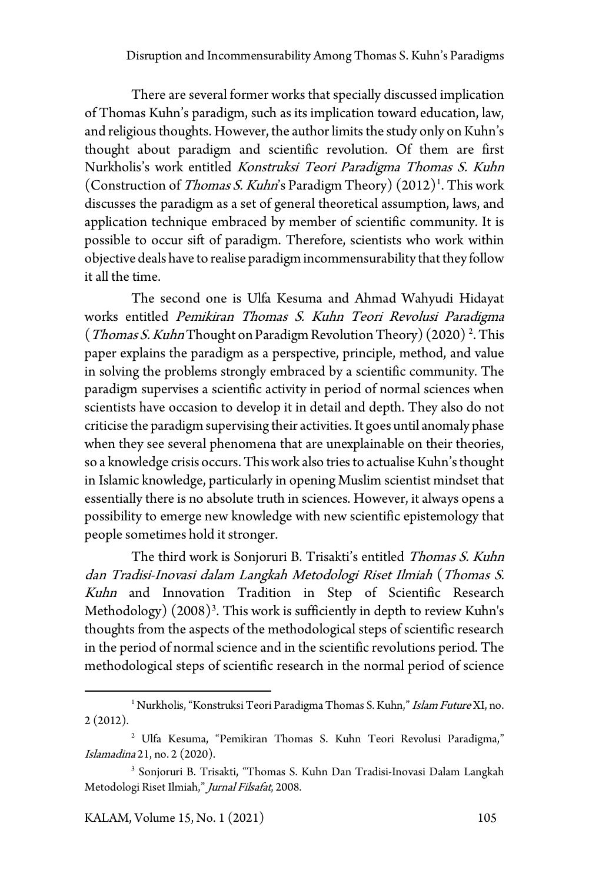There are several former works that specially discussed implication of Thomas Kuhn's paradigm, such as its implication toward education, law, and religious thoughts. However, the author limits the study only on Kuhn's thought about paradigm and scientific revolution. Of them are first Nurkholis's work entitled *Konstruksi Teori Paradigma Thomas S. Kuhn* (Construction of *Thomas S. Kuhn*'s Paradigm Theory) (2012)[1]. This work discusses the paradigm as a set of general theoretical assumption, laws, and application technique embraced by member of scientific community. It is possible to occur sift of paradigm. Therefore, scientists who work within objective deals have to realise paradigm incommensurability that they follow it all the time.

The second one is Ulfa Kesuma and Ahmad Wahyudi Hidayat works entitled *Pemikiran Thomas S. Kuhn Teori Revolusi Paradigma* (*Thomas S. Kuhn* Thought on Paradigm Revolution Theory) (2020) [2]. This paper explains the paradigm as a perspective, principle, method, and value in solving the problems strongly embraced by a scientific community. The paradigm supervises a scientific activity in period of normal sciences when scientists have occasion to develop it in detail and depth. They also do not criticise the paradigm supervising their activities. It goes until anomaly phase when they see several phenomena that are unexplainable on their theories, so a knowledge crisis occurs. This work also tries to actualise Kuhn's thought in Islamic knowledge, particularly in opening Muslim scientist mindset that essentially there is no absolute truth in sciences. However, it always opens a possibility to emerge new knowledge with new scientific epistemology that people sometimes hold it stronger.

The third work is Sonjoruri B. Trisakti's entitled *Thomas S. Kuhn dan Tradisi-Inovasi dalam Langkah Metodologi Riset Ilmiah* (*Thomas S. Kuhn* and Innovation Tradition in Step of Scientific Research Methodology) (2008)[3]. This work is sufficiently in depth to review Kuhn's thoughts from the aspects of the methodological steps of scientific research in the period of normal science and in the scientific revolutions period. The methodological steps of scientific research in the normal period of science

---

[1] Nurkholis, "Konstruksi Teori Paradigma Thomas S. Kuhn," *Islam Future* XI, no. 2 (2012).

[2] Ulfa Kesuma, "Pemikiran Thomas S. Kuhn Teori Revolusi Paradigma," *Islamadina* 21, no. 2 (2020).

[3] Sonjoruri B. Trisakti, "Thomas S. Kuhn Dan Tradisi-Inovasi Dalam Langkah Metodologi Riset Ilmiah," *Jurnal Filsafat*, 2008.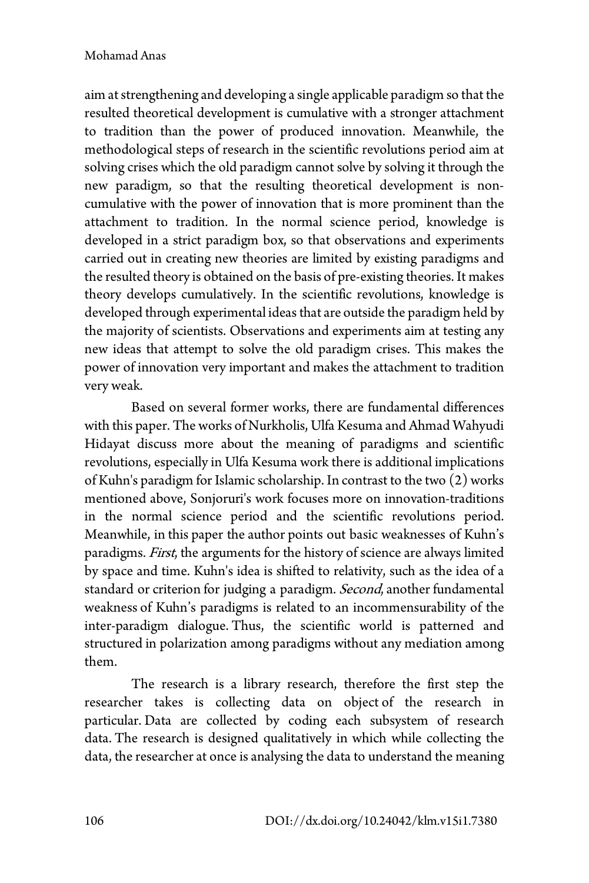aim at strengthening and developing a single applicable paradigm so that the resulted theoretical development is cumulative with a stronger attachment to tradition than the power of produced innovation. Meanwhile, the methodological steps of research in the scientific revolutions period aim at solving crises which the old paradigm cannot solve by solving it through the new paradigm, so that the resulting theoretical development is non-cumulative with the power of innovation that is more prominent than the attachment to tradition. In the normal science period, knowledge is developed in a strict paradigm box, so that observations and experiments carried out in creating new theories are limited by existing paradigms and the resulted theory is obtained on the basis of pre-existing theories. It makes theory develops cumulatively. In the scientific revolutions, knowledge is developed through experimental ideas that are outside the paradigm held by the majority of scientists. Observations and experiments aim at testing any new ideas that attempt to solve the old paradigm crises. This makes the power of innovation very important and makes the attachment to tradition very weak.

Based on several former works, there are fundamental differences with this paper. The works of Nurkholis, Ulfa Kesuma and Ahmad Wahyudi Hidayat discuss more about the meaning of paradigms and scientific revolutions, especially in Ulfa Kesuma work there is additional implications of Kuhn's paradigm for Islamic scholarship. In contrast to the two (2) works mentioned above, Sonjoruri's work focuses more on innovation-traditions in the normal science period and the scientific revolutions period. Meanwhile, in this paper the author points out basic weaknesses of Kuhn's paradigms. *First*, the arguments for the history of science are always limited by space and time. Kuhn's idea is shifted to relativity, such as the idea of a standard or criterion for judging a paradigm. *Second*, another fundamental weakness of Kuhn's paradigms is related to an incommensurability of the inter-paradigm dialogue. Thus, the scientific world is patterned and structured in polarization among paradigms without any mediation among them.

The research is a library research, therefore the first step the researcher takes is collecting data on object of the research in particular. Data are collected by coding each subsystem of research data. The research is designed qualitatively in which while collecting the data, the researcher at once is analysing the data to understand the meaning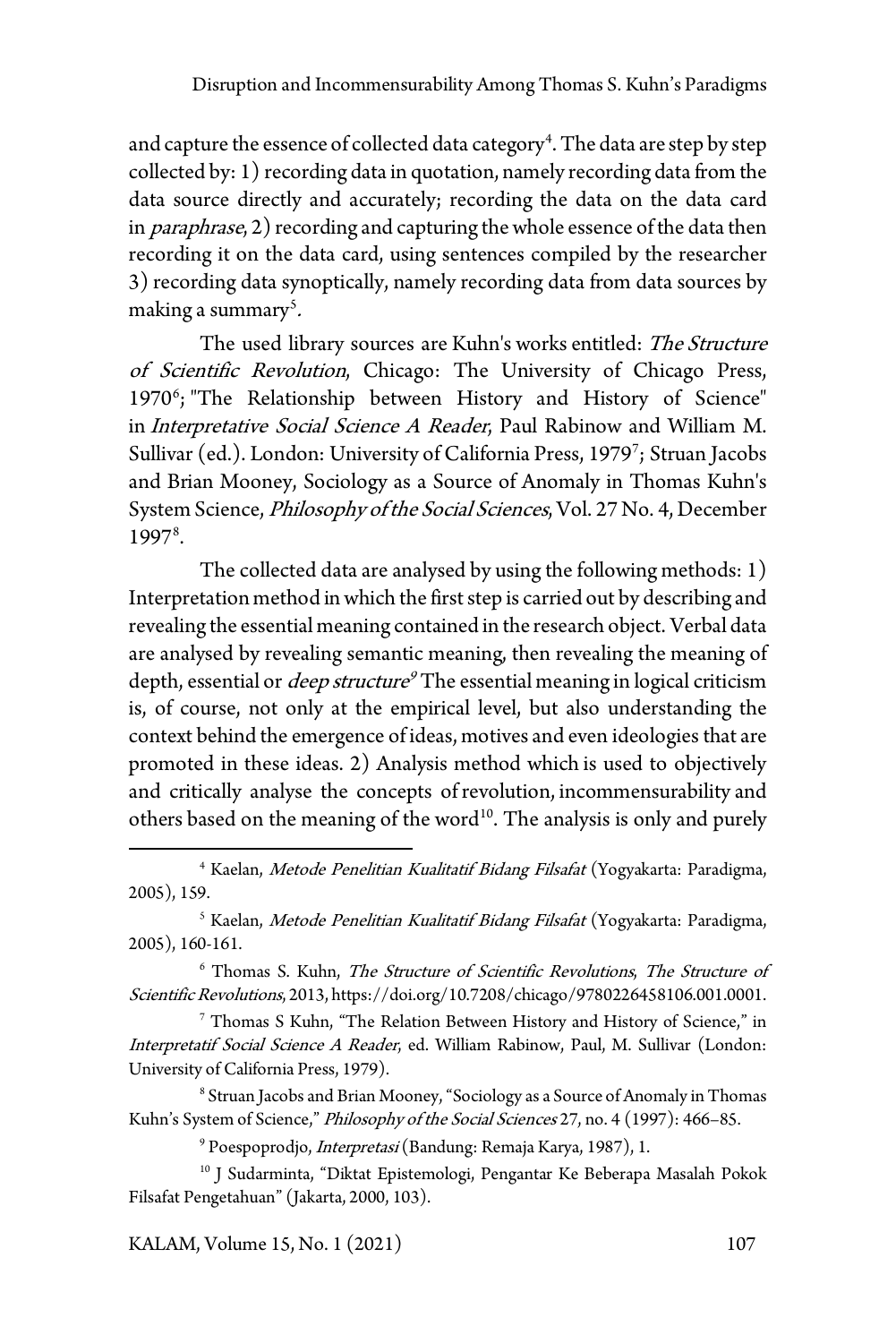and capture the essence of collected data category[4]. The data are step by step collected by: 1) recording data in quotation, namely recording data from the data source directly and accurately; recording the data on the data card in *paraphrase*, 2) recording and capturing the whole essence of the data then recording it on the data card, using sentences compiled by the researcher 3) recording data synoptically, namely recording data from data sources by making a summary[5].

The used library sources are Kuhn's works entitled: *The Structure of Scientific Revolution*, Chicago: The University of Chicago Press, 1970[6]; "The Relationship between History and History of Science" in *Interpretative Social Science A Reader*, Paul Rabinow and William M. Sullivar (ed.). London: University of California Press, 1979[7]; Struan Jacobs and Brian Mooney, Sociology as a Source of Anomaly in Thomas Kuhn's System Science, *Philosophy of the Social Sciences*, Vol. 27 No. 4, December 1997[8].

The collected data are analysed by using the following methods: 1) Interpretation method in which the first step is carried out by describing and revealing the essential meaning contained in the research object. Verbal data are analysed by revealing semantic meaning, then revealing the meaning of depth, essential or *deep structure*[9] The essential meaning in logical criticism is, of course, not only at the empirical level, but also understanding the context behind the emergence of ideas, motives and even ideologies that are promoted in these ideas. 2) Analysis method which is used to objectively and critically analyse the concepts of revolution, incommensurability and others based on the meaning of the word[10]. The analysis is only and purely

---

[4] Kaelan, *Metode Penelitian Kualitatif Bidang Filsafat* (Yogyakarta: Paradigma, 2005), 159.

[5] Kaelan, *Metode Penelitian Kualitatif Bidang Filsafat* (Yogyakarta: Paradigma, 2005), 160-161.

[6] Thomas S. Kuhn, *The Structure of Scientific Revolutions*, *The Structure of Scientific Revolutions*, 2013, https://doi.org/10.7208/chicago/9780226458106.001.0001.

[7] Thomas S Kuhn, "The Relation Between History and History of Science," in *Interpretatif Social Science A Reader*, ed. William Rabinow, Paul, M. Sullivar (London: University of California Press, 1979).

[8] Struan Jacobs and Brian Mooney, "Sociology as a Source of Anomaly in Thomas Kuhn's System of Science," *Philosophy of the Social Sciences* 27, no. 4 (1997): 466–85.

[9] Poespoprodjo, *Interpretasi* (Bandung: Remaja Karya, 1987), 1.

[10] J Sudarminta, "Diktat Epistemologi, Pengantar Ke Beberapa Masalah Pokok Filsafat Pengetahuan" (Jakarta, 2000, 103).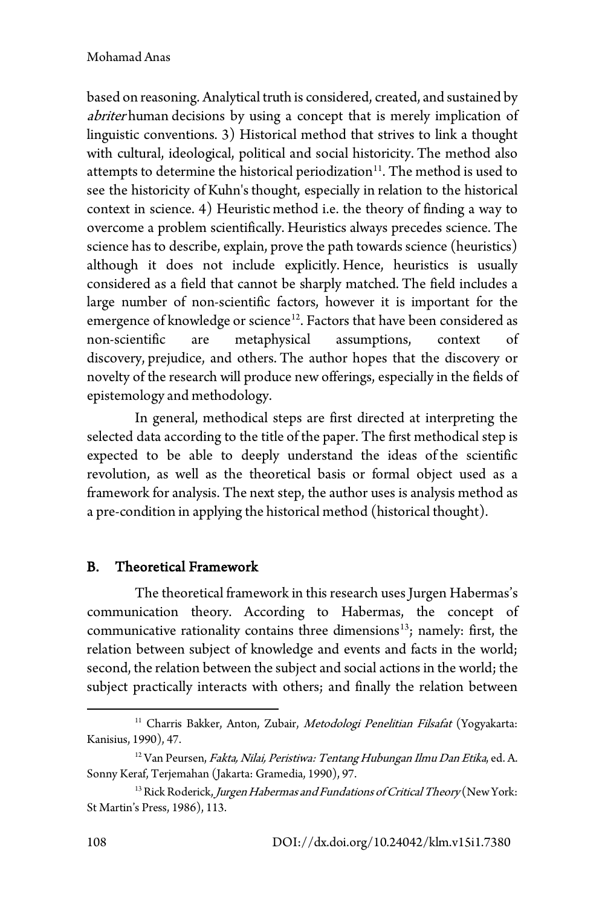based on reasoning. Analytical truth is considered, created, and sustained by *abriter* human decisions by using a concept that is merely implication of linguistic conventions. 3) Historical method that strives to link a thought with cultural, ideological, political and social historicity. The method also attempts to determine the historical periodization[11]. The method is used to see the historicity of Kuhn's thought, especially in relation to the historical context in science. 4) Heuristic method i.e. the theory of finding a way to overcome a problem scientifically. Heuristics always precedes science. The science has to describe, explain, prove the path towards science (heuristics) although it does not include explicitly. Hence, heuristics is usually considered as a field that cannot be sharply matched. The field includes a large number of non-scientific factors, however it is important for the emergence of knowledge or science[12]. Factors that have been considered as non-scientific are metaphysical assumptions, context of discovery, prejudice, and others. The author hopes that the discovery or novelty of the research will produce new offerings, especially in the fields of epistemology and methodology.

In general, methodical steps are first directed at interpreting the selected data according to the title of the paper. The first methodical step is expected to be able to deeply understand the ideas of the scientific revolution, as well as the theoretical basis or formal object used as a framework for analysis. The next step, the author uses is analysis method as a pre-condition in applying the historical method (historical thought).

## B. Theoretical Framework

The theoretical framework in this research uses Jurgen Habermas's communication theory. According to Habermas, the concept of communicative rationality contains three dimensions[13]; namely: first, the relation between subject of knowledge and events and facts in the world; second, the relation between the subject and social actions in the world; the subject practically interacts with others; and finally the relation between

---

[11] Charris Bakker, Anton, Zubair, *Metodologi Penelitian Filsafat* (Yogyakarta: Kanisius, 1990), 47.

[12] Van Peursen, *Fakta, Nilai, Peristiwa: Tentang Hubungan Ilmu Dan Etika*, ed. A. Sonny Keraf, Terjemahan (Jakarta: Gramedia, 1990), 97.

[13] Rick Roderick, *Jurgen Habermas and Fundations of Critical Theory* (New York: St Martin's Press, 1986), 113.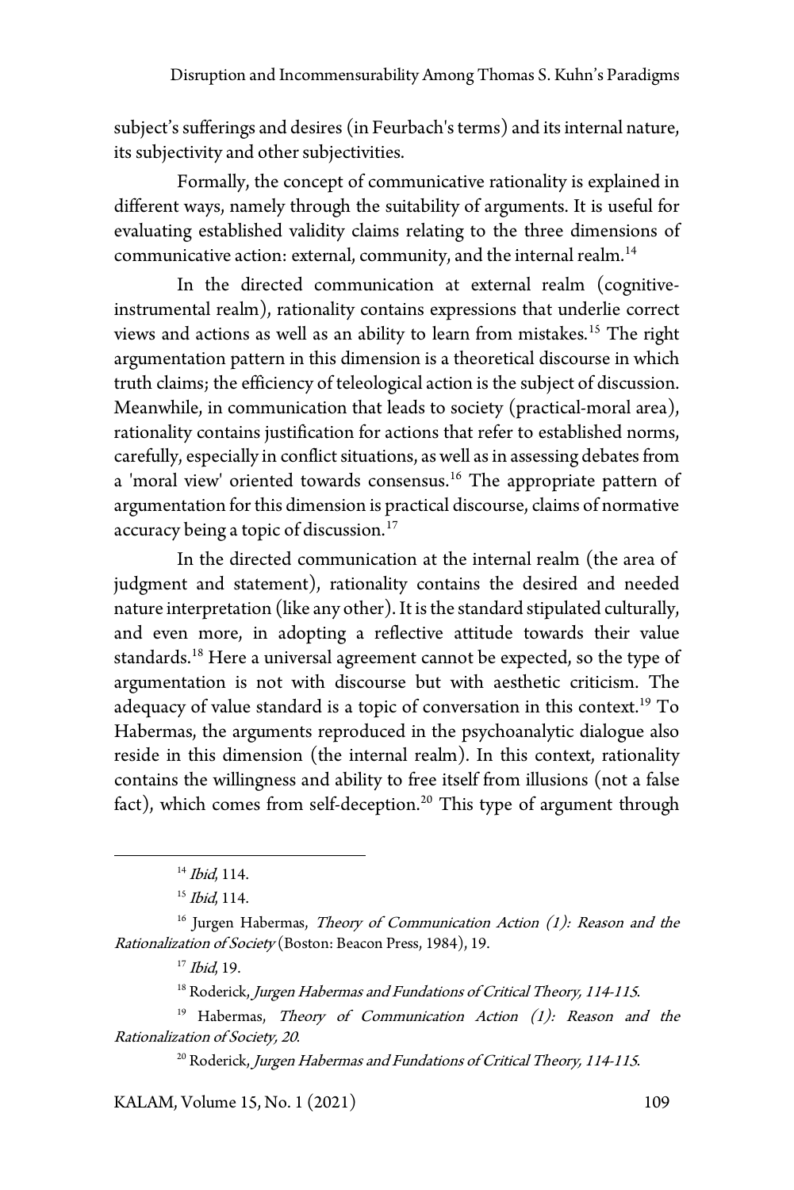subject's sufferings and desires (in Feurbach's terms) and its internal nature, its subjectivity and other subjectivities.

Formally, the concept of communicative rationality is explained in different ways, namely through the suitability of arguments. It is useful for evaluating established validity claims relating to the three dimensions of communicative action: external, community, and the internal realm.[14]

In the directed communication at external realm (cognitive-instrumental realm), rationality contains expressions that underlie correct views and actions as well as an ability to learn from mistakes.[15] The right argumentation pattern in this dimension is a theoretical discourse in which truth claims; the efficiency of teleological action is the subject of discussion. Meanwhile, in communication that leads to society (practical-moral area), rationality contains justification for actions that refer to established norms, carefully, especially in conflict situations, as well as in assessing debates from a 'moral view' oriented towards consensus.[16] The appropriate pattern of argumentation for this dimension is practical discourse, claims of normative accuracy being a topic of discussion.[17]

In the directed communication at the internal realm (the area of judgment and statement), rationality contains the desired and needed nature interpretation (like any other). It is the standard stipulated culturally, and even more, in adopting a reflective attitude towards their value standards.[18] Here a universal agreement cannot be expected, so the type of argumentation is not with discourse but with aesthetic criticism. The adequacy of value standard is a topic of conversation in this context.[19] To Habermas, the arguments reproduced in the psychoanalytic dialogue also reside in this dimension (the internal realm). In this context, rationality contains the willingness and ability to free itself from illusions (not a false fact), which comes from self-deception.[20] This type of argument through

---

[14] *Ibid*, 114.

[15] *Ibid*, 114.

[16] Jurgen Habermas, *Theory of Communication Action (1): Reason and the Rationalization of Society* (Boston: Beacon Press, 1984), 19.

[17] *Ibid*, 19.

[18] Roderick, *Jurgen Habermas and Fundations of Critical Theory, 114-115*.

[19] Habermas, *Theory of Communication Action (1): Reason and the Rationalization of Society, 20*.

[20] Roderick, *Jurgen Habermas and Fundations of Critical Theory, 114-115*.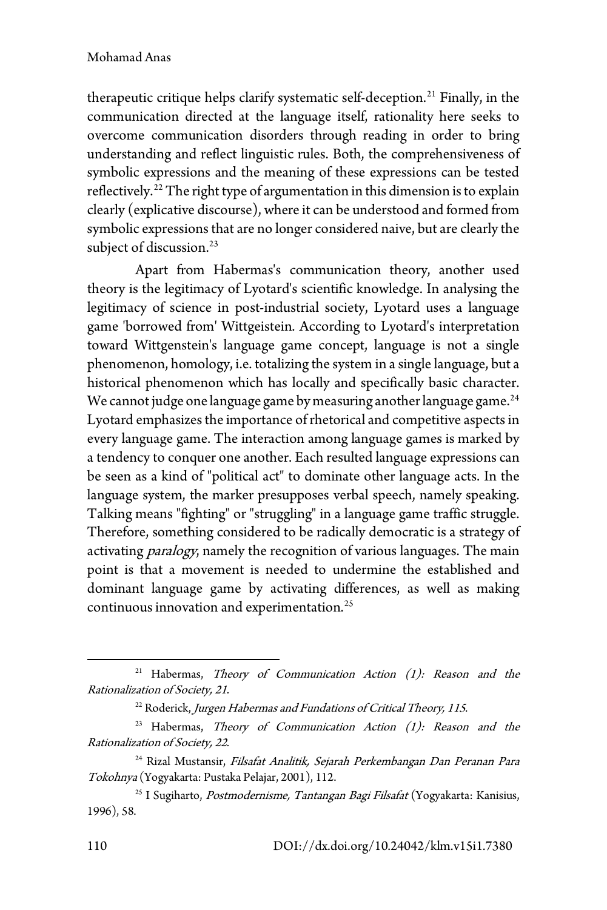therapeutic critique helps clarify systematic self-deception.[21] Finally, in the communication directed at the language itself, rationality here seeks to overcome communication disorders through reading in order to bring understanding and reflect linguistic rules. Both, the comprehensiveness of symbolic expressions and the meaning of these expressions can be tested reflectively.[22] The right type of argumentation in this dimension is to explain clearly (explicative discourse), where it can be understood and formed from symbolic expressions that are no longer considered naive, but are clearly the subject of discussion.[23]

Apart from Habermas's communication theory, another used theory is the legitimacy of Lyotard's scientific knowledge. In analysing the legitimacy of science in post-industrial society, Lyotard uses a language game 'borrowed from' Wittgeistein. According to Lyotard's interpretation toward Wittgenstein's language game concept, language is not a single phenomenon, homology, i.e. totalizing the system in a single language, but a historical phenomenon which has locally and specifically basic character. We cannot judge one language game by measuring another language game.[24] Lyotard emphasizes the importance of rhetorical and competitive aspects in every language game. The interaction among language games is marked by a tendency to conquer one another. Each resulted language expressions can be seen as a kind of "political act" to dominate other language acts. In the language system, the marker presupposes verbal speech, namely speaking. Talking means "fighting" or "struggling" in a language game traffic struggle. Therefore, something considered to be radically democratic is a strategy of activating *paralogy*, namely the recognition of various languages. The main point is that a movement is needed to undermine the established and dominant language game by activating differences, as well as making continuous innovation and experimentation.[25]

---

[21] Habermas, *Theory of Communication Action (1): Reason and the Rationalization of Society, 21.*

[22] Roderick, *Jurgen Habermas and Fundations of Critical Theory, 115.*

[23] Habermas, *Theory of Communication Action (1): Reason and the Rationalization of Society, 22.*

[24] Rizal Mustansir, *Filsafat Analitik, Sejarah Perkembangan Dan Peranan Para Tokohnya* (Yogyakarta: Pustaka Pelajar, 2001), 112.

[25] I Sugiharto, *Postmodernisme, Tantangan Bagi Filsafat* (Yogyakarta: Kanisius, 1996), 58.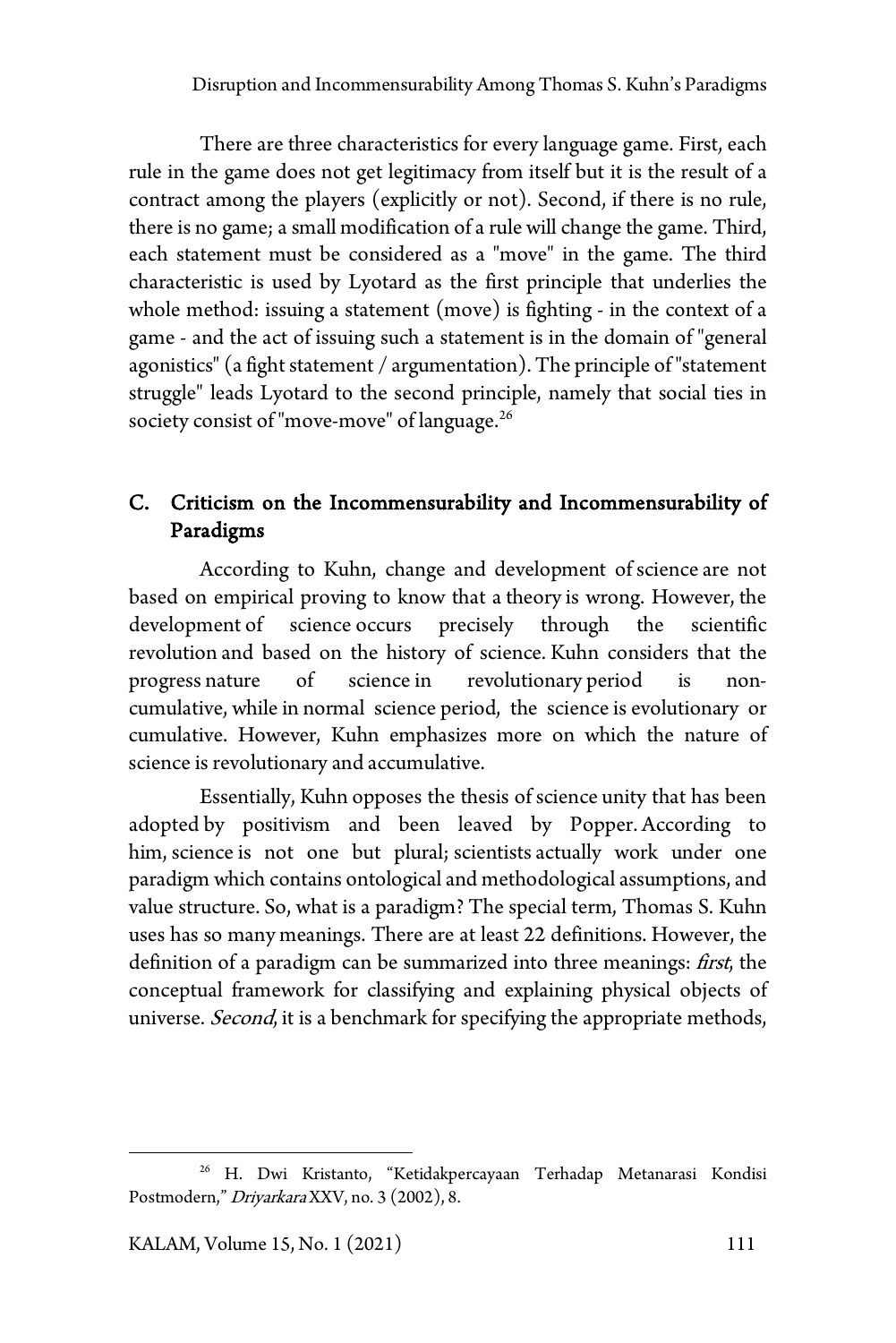There are three characteristics for every language game. First, each rule in the game does not get legitimacy from itself but it is the result of a contract among the players (explicitly or not). Second, if there is no rule, there is no game; a small modification of a rule will change the game. Third, each statement must be considered as a "move" in the game. The third characteristic is used by Lyotard as the first principle that underlies the whole method: issuing a statement (move) is fighting - in the context of a game - and the act of issuing such a statement is in the domain of "general agonistics" (a fight statement / argumentation). The principle of "statement struggle" leads Lyotard to the second principle, namely that social ties in society consist of "move-move" of language.[26]

## C. Criticism on the Incommensurability and Incommensurability of Paradigms

According to Kuhn, change and development of science are not based on empirical proving to know that a theory is wrong. However, the development of science occurs precisely through the scientific revolution and based on the history of science. Kuhn considers that the progress nature of science in revolutionary period is non-cumulative, while in normal science period, the science is evolutionary or cumulative. However, Kuhn emphasizes more on which the nature of science is revolutionary and accumulative.

Essentially, Kuhn opposes the thesis of science unity that has been adopted by positivism and been leaved by Popper. According to him, science is not one but plural; scientists actually work under one paradigm which contains ontological and methodological assumptions, and value structure. So, what is a paradigm? The special term, Thomas S. Kuhn uses has so many meanings. There are at least 22 definitions. However, the definition of a paradigm can be summarized into three meanings: *first*, the conceptual framework for classifying and explaining physical objects of universe. *Second*, it is a benchmark for specifying the appropriate methods,

---

[26] H. Dwi Kristanto, "Ketidakpercayaan Terhadap Metanarasi Kondisi Postmodern," *Driyarkara* XXV, no. 3 (2002), 8.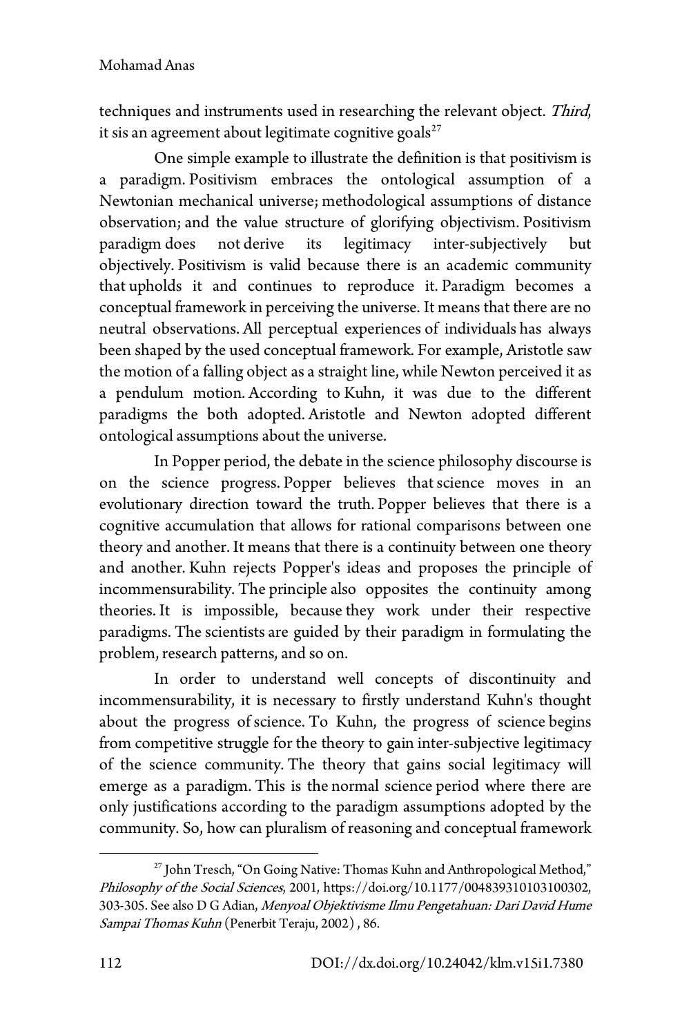techniques and instruments used in researching the relevant object. *Third*, it sis an agreement about legitimate cognitive goals[27]

One simple example to illustrate the definition is that positivism is a paradigm. Positivism embraces the ontological assumption of a Newtonian mechanical universe; methodological assumptions of distance observation; and the value structure of glorifying objectivism. Positivism paradigm does not derive its legitimacy inter-subjectively but objectively. Positivism is valid because there is an academic community that upholds it and continues to reproduce it. Paradigm becomes a conceptual framework in perceiving the universe. It means that there are no neutral observations. All perceptual experiences of individuals has always been shaped by the used conceptual framework. For example, Aristotle saw the motion of a falling object as a straight line, while Newton perceived it as a pendulum motion. According to Kuhn, it was due to the different paradigms the both adopted. Aristotle and Newton adopted different ontological assumptions about the universe.

In Popper period, the debate in the science philosophy discourse is on the science progress. Popper believes that science moves in an evolutionary direction toward the truth. Popper believes that there is a cognitive accumulation that allows for rational comparisons between one theory and another. It means that there is a continuity between one theory and another. Kuhn rejects Popper's ideas and proposes the principle of incommensurability. The principle also opposites the continuity among theories. It is impossible, because they work under their respective paradigms. The scientists are guided by their paradigm in formulating the problem, research patterns, and so on.

In order to understand well concepts of discontinuity and incommensurability, it is necessary to firstly understand Kuhn's thought about the progress of science. To Kuhn, the progress of science begins from competitive struggle for the theory to gain inter-subjective legitimacy of the science community. The theory that gains social legitimacy will emerge as a paradigm. This is the normal science period where there are only justifications according to the paradigm assumptions adopted by the community. So, how can pluralism of reasoning and conceptual framework

---

[27] John Tresch, "On Going Native: Thomas Kuhn and Anthropological Method," *Philosophy of the Social Sciences*, 2001, https://doi.org/10.1177/004839310103100302, 303-305. See also D G Adian, *Menyoal Objektivisme Ilmu Pengetahuan: Dari David Hume Sampai Thomas Kuhn* (Penerbit Teraju, 2002) , 86.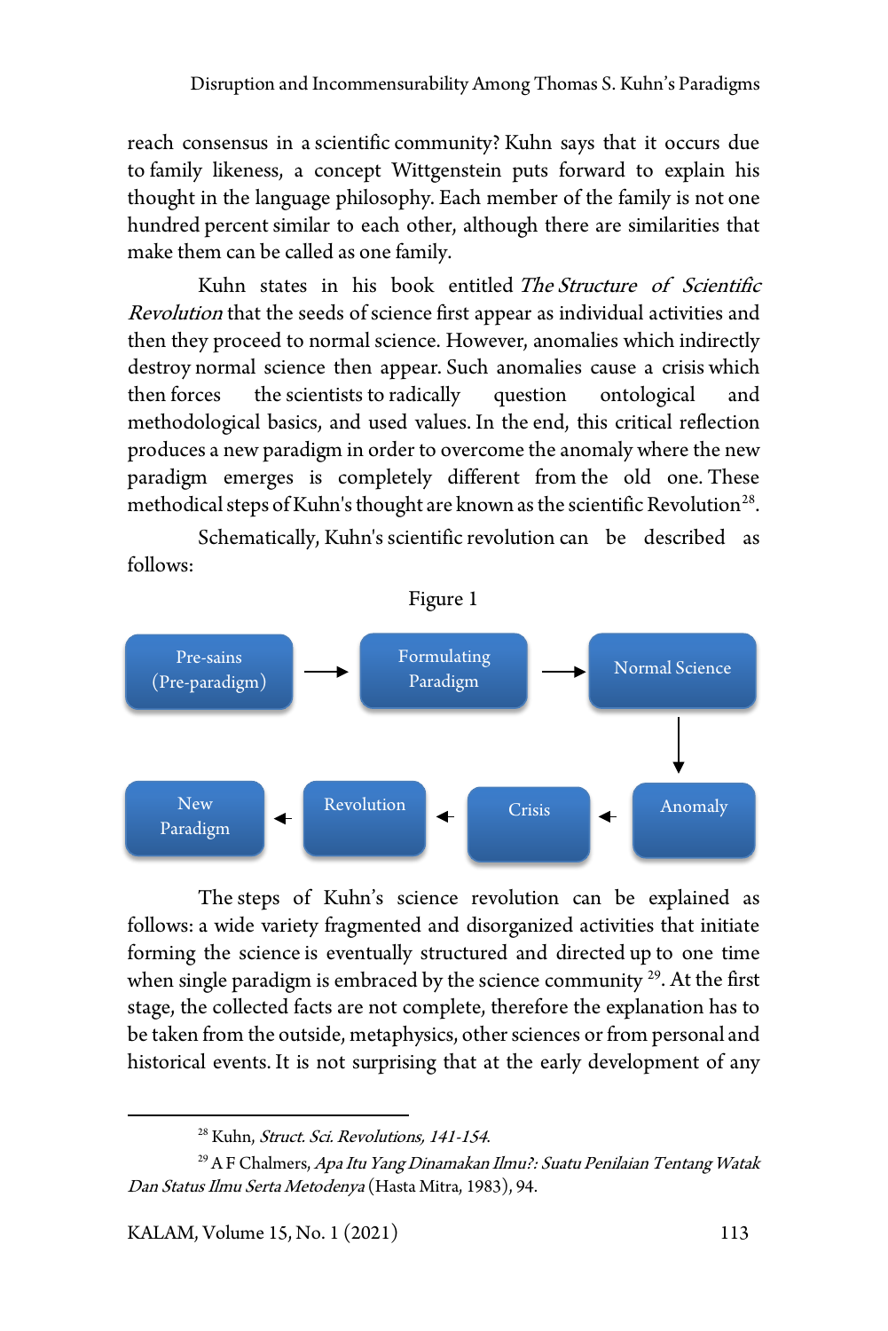reach consensus in a scientific community? Kuhn says that it occurs due to family likeness, a concept Wittgenstein puts forward to explain his thought in the language philosophy. Each member of the family is not one hundred percent similar to each other, although there are similarities that make them can be called as one family.

Kuhn states in his book entitled *The Structure of Scientific Revolution* that the seeds of science first appear as individual activities and then they proceed to normal science. However, anomalies which indirectly destroy normal science then appear. Such anomalies cause a crisis which then forces the scientists to radically question ontological and methodological basics, and used values. In the end, this critical reflection produces a new paradigm in order to overcome the anomaly where the new paradigm emerges is completely different from the old one. These methodical steps of Kuhn's thought are known as the scientific Revolution[28].

Schematically, Kuhn's scientific revolution can be described as follows:

Figure 1

Pre-sains (Pre-paradigm) → Formulating Paradigm → Normal Science → Anomaly → Crisis → Revolution → New Paradigm

The steps of Kuhn's science revolution can be explained as follows: a wide variety fragmented and disorganized activities that initiate forming the science is eventually structured and directed up to one time when single paradigm is embraced by the science community [29]. At the first stage, the collected facts are not complete, therefore the explanation has to be taken from the outside, metaphysics, other sciences or from personal and historical events. It is not surprising that at the early development of any

---

[28] Kuhn, *Struct. Sci. Revolutions, 141-154.*

[29] A F Chalmers, *Apa Itu Yang Dinamakan Ilmu?: Suatu Penilaian Tentang Watak Dan Status Ilmu Serta Metodenya* (Hasta Mitra, 1983), 94.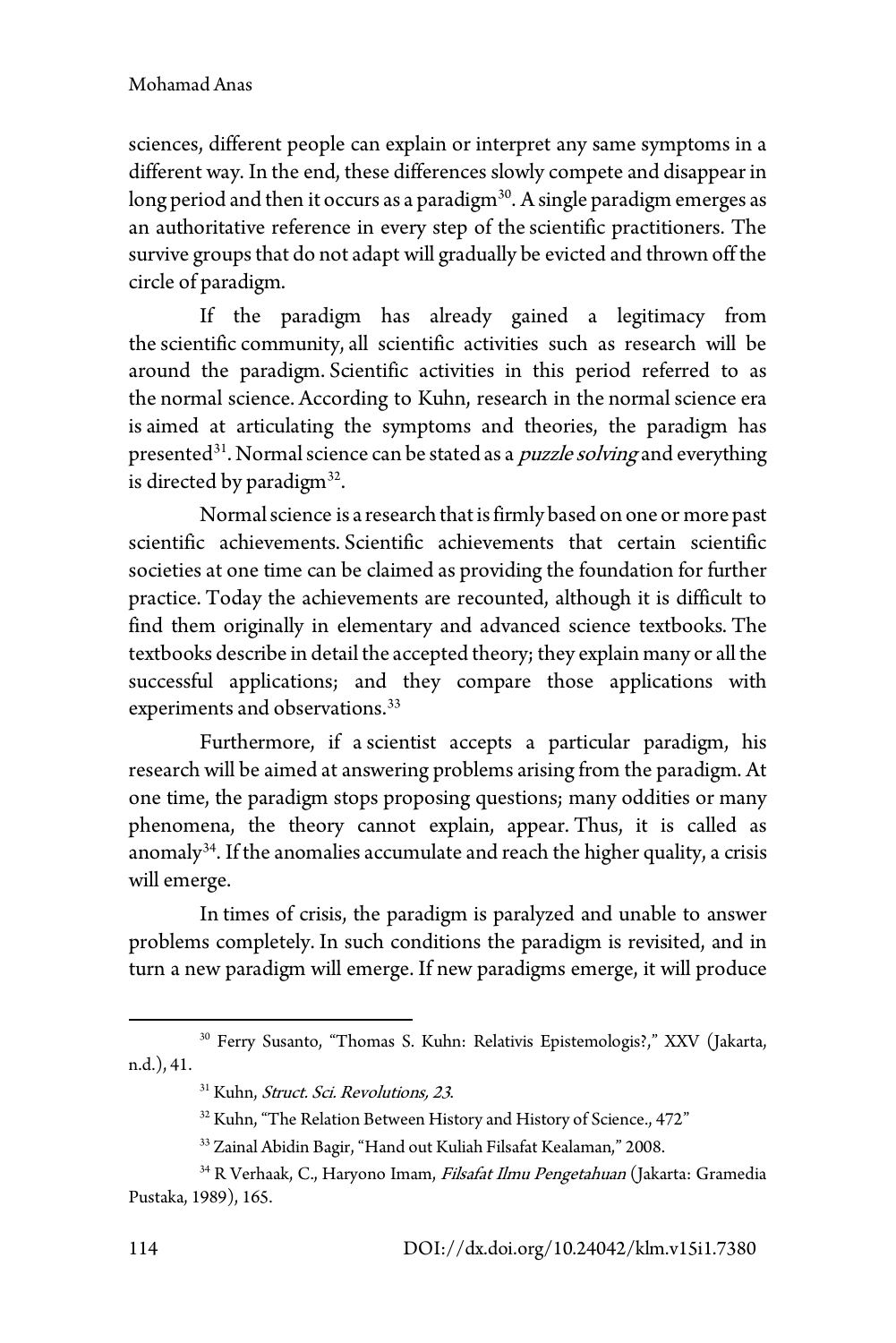sciences, different people can explain or interpret any same symptoms in a different way. In the end, these differences slowly compete and disappear in long period and then it occurs as a paradigm[30]. A single paradigm emerges as an authoritative reference in every step of the scientific practitioners. The survive groups that do not adapt will gradually be evicted and thrown off the circle of paradigm.

If the paradigm has already gained a legitimacy from the scientific community, all scientific activities such as research will be around the paradigm. Scientific activities in this period referred to as the normal science. According to Kuhn, research in the normal science era is aimed at articulating the symptoms and theories, the paradigm has presented[31]. Normal science can be stated as a *puzzle solving* and everything is directed by paradigm[32].

Normal science is a research that is firmly based on one or more past scientific achievements. Scientific achievements that certain scientific societies at one time can be claimed as providing the foundation for further practice. Today the achievements are recounted, although it is difficult to find them originally in elementary and advanced science textbooks. The textbooks describe in detail the accepted theory; they explain many or all the successful applications; and they compare those applications with experiments and observations.[33]

Furthermore, if a scientist accepts a particular paradigm, his research will be aimed at answering problems arising from the paradigm. At one time, the paradigm stops proposing questions; many oddities or many phenomena, the theory cannot explain, appear. Thus, it is called as anomaly[34]. If the anomalies accumulate and reach the higher quality, a crisis will emerge.

In times of crisis, the paradigm is paralyzed and unable to answer problems completely. In such conditions the paradigm is revisited, and in turn a new paradigm will emerge. If new paradigms emerge, it will produce

---

[30] Ferry Susanto, "Thomas S. Kuhn: Relativis Epistemologis?," XXV (Jakarta, n.d.), 41.

[31] Kuhn, *Struct. Sci. Revolutions, 23*.

[32] Kuhn, "The Relation Between History and History of Science., 472"

[33] Zainal Abidin Bagir, "Hand out Kuliah Filsafat Kealaman," 2008.

[34] R Verhaak, C., Haryono Imam, *Filsafat Ilmu Pengetahuan* (Jakarta: Gramedia Pustaka, 1989), 165.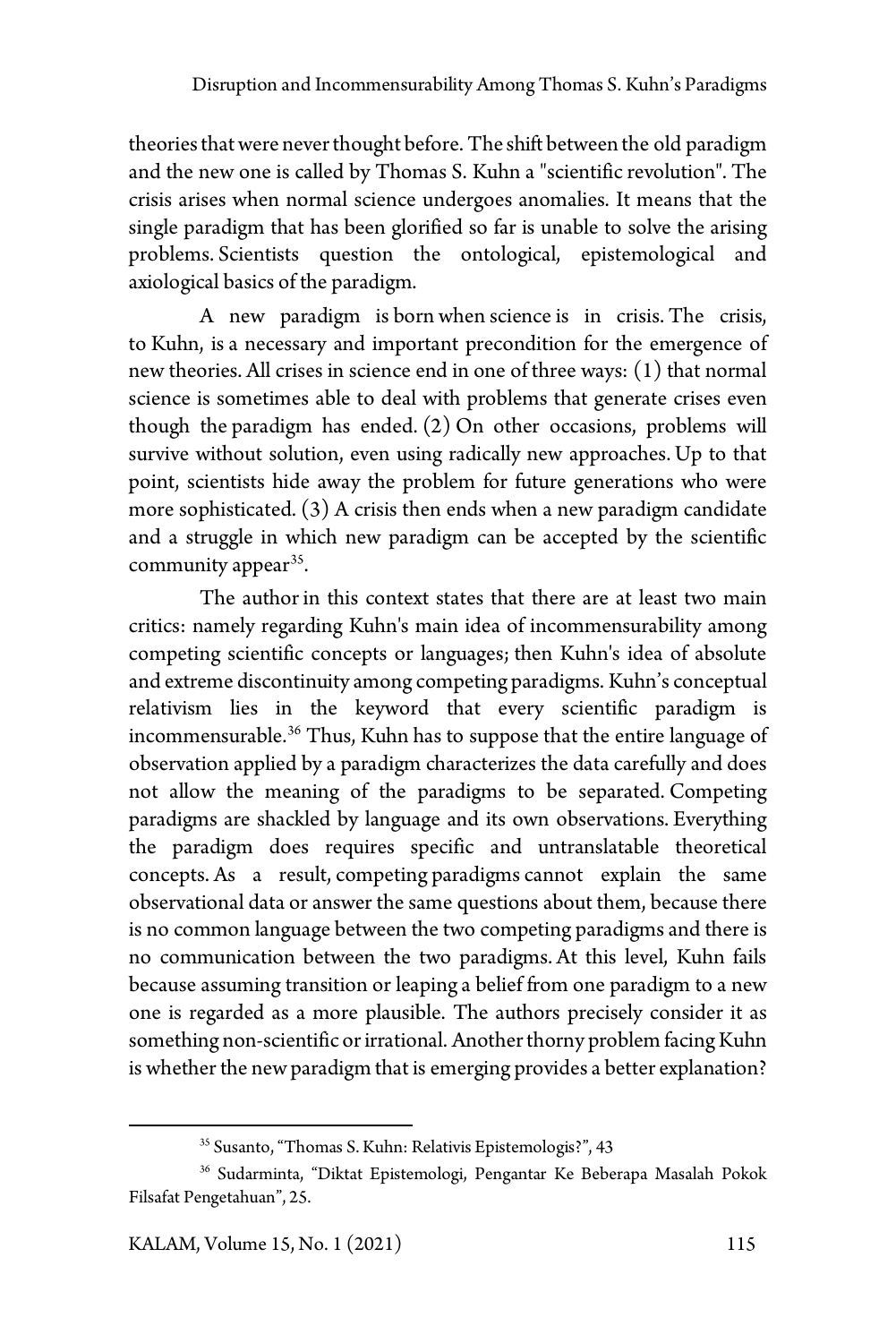theories that were never thought before. The shift between the old paradigm and the new one is called by Thomas S. Kuhn a "scientific revolution". The crisis arises when normal science undergoes anomalies. It means that the single paradigm that has been glorified so far is unable to solve the arising problems. Scientists question the ontological, epistemological and axiological basics of the paradigm.

A new paradigm is born when science is in crisis. The crisis, to Kuhn, is a necessary and important precondition for the emergence of new theories. All crises in science end in one of three ways: (1) that normal science is sometimes able to deal with problems that generate crises even though the paradigm has ended. (2) On other occasions, problems will survive without solution, even using radically new approaches. Up to that point, scientists hide away the problem for future generations who were more sophisticated. (3) A crisis then ends when a new paradigm candidate and a struggle in which new paradigm can be accepted by the scientific community appear[35].

The author in this context states that there are at least two main critics: namely regarding Kuhn's main idea of incommensurability among competing scientific concepts or languages; then Kuhn's idea of absolute and extreme discontinuity among competing paradigms. Kuhn's conceptual relativism lies in the keyword that every scientific paradigm is incommensurable.[36] Thus, Kuhn has to suppose that the entire language of observation applied by a paradigm characterizes the data carefully and does not allow the meaning of the paradigms to be separated. Competing paradigms are shackled by language and its own observations. Everything the paradigm does requires specific and untranslatable theoretical concepts. As a result, competing paradigms cannot explain the same observational data or answer the same questions about them, because there is no common language between the two competing paradigms and there is no communication between the two paradigms. At this level, Kuhn fails because assuming transition or leaping a belief from one paradigm to a new one is regarded as a more plausible. The authors precisely consider it as something non-scientific or irrational. Another thorny problem facing Kuhn is whether the new paradigm that is emerging provides a better explanation?

[35] Susanto, "Thomas S. Kuhn: Relativis Epistemologis?", 43

[36] Sudarminta, "Diktat Epistemologi, Pengantar Ke Beberapa Masalah Pokok Filsafat Pengetahuan", 25.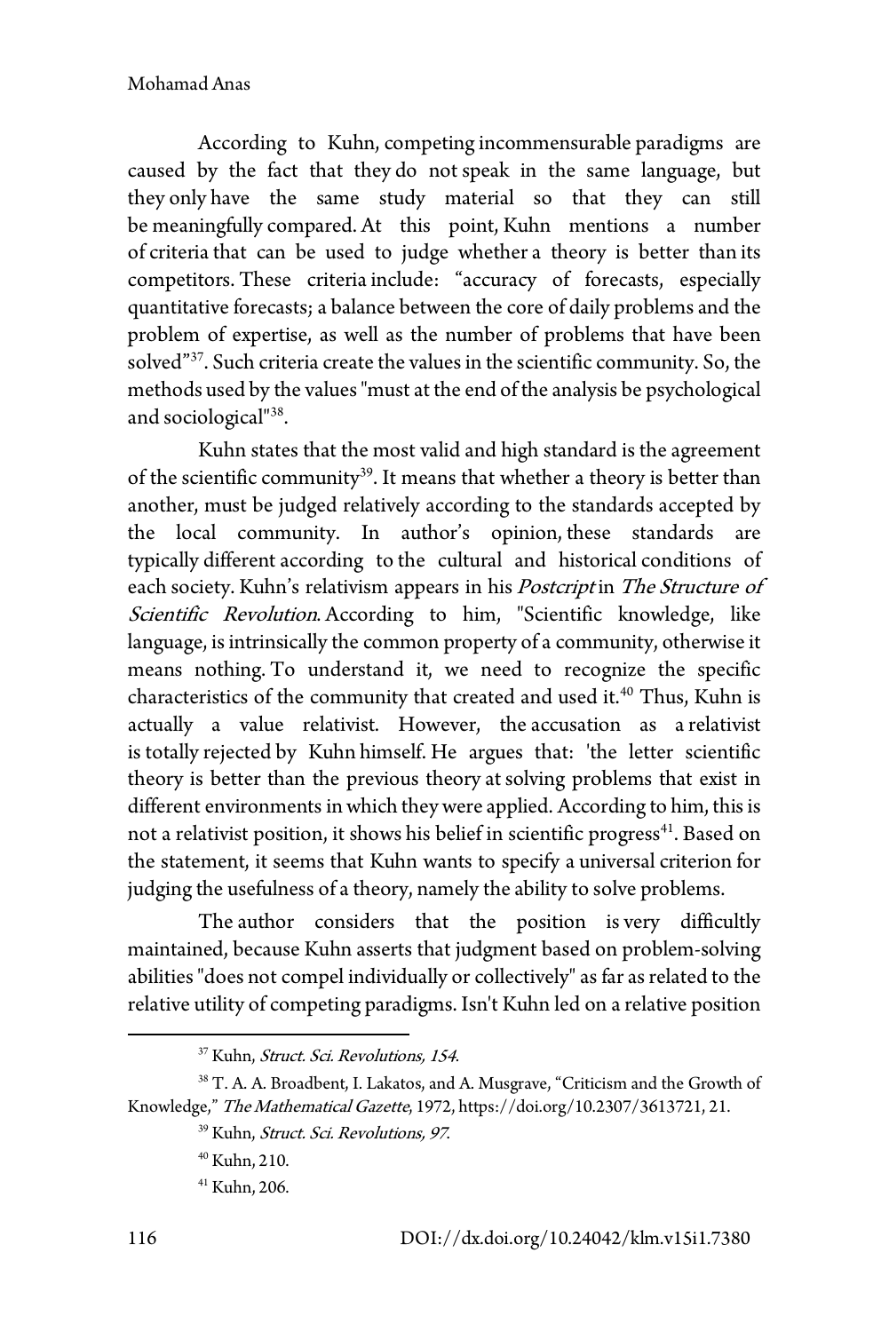According to Kuhn, competing incommensurable paradigms are caused by the fact that they do not speak in the same language, but they only have the same study material so that they can still be meaningfully compared. At this point, Kuhn mentions a number of criteria that can be used to judge whether a theory is better than its competitors. These criteria include: "accuracy of forecasts, especially quantitative forecasts; a balance between the core of daily problems and the problem of expertise, as well as the number of problems that have been solved"[37]. Such criteria create the values in the scientific community. So, the methods used by the values "must at the end of the analysis be psychological and sociological"[38].

Kuhn states that the most valid and high standard is the agreement of the scientific community[39]. It means that whether a theory is better than another, must be judged relatively according to the standards accepted by the local community. In author's opinion, these standards are typically different according to the cultural and historical conditions of each society. Kuhn's relativism appears in his *Postcript* in *The Structure of Scientific Revolution*. According to him, "Scientific knowledge, like language, is intrinsically the common property of a community, otherwise it means nothing. To understand it, we need to recognize the specific characteristics of the community that created and used it.[40] Thus, Kuhn is actually a value relativist. However, the accusation as a relativist is totally rejected by Kuhn himself. He argues that: 'the letter scientific theory is better than the previous theory at solving problems that exist in different environments in which they were applied. According to him, this is not a relativist position, it shows his belief in scientific progress[41]. Based on the statement, it seems that Kuhn wants to specify a universal criterion for judging the usefulness of a theory, namely the ability to solve problems.

The author considers that the position is very difficultly maintained, because Kuhn asserts that judgment based on problem-solving abilities "does not compel individually or collectively" as far as related to the relative utility of competing paradigms. Isn't Kuhn led on a relative position

---

[37] Kuhn, *Struct. Sci. Revolutions, 154*.

[38] T. A. A. Broadbent, I. Lakatos, and A. Musgrave, "Criticism and the Growth of Knowledge," *The Mathematical Gazette*, 1972, https://doi.org/10.2307/3613721, 21.

[39] Kuhn, *Struct. Sci. Revolutions, 97*.

[40] Kuhn, 210.

[41] Kuhn, 206.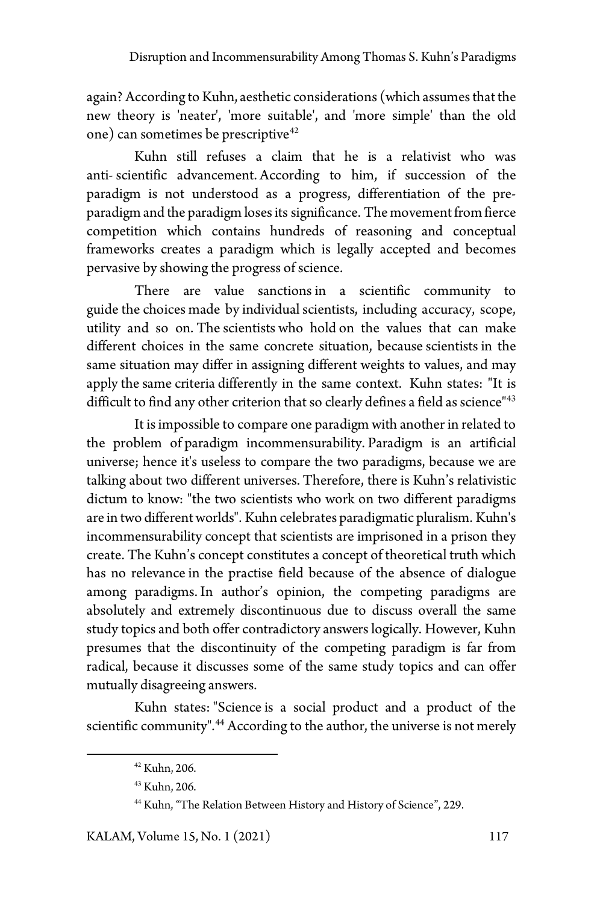again? According to Kuhn, aesthetic considerations (which assumes that the new theory is 'neater', 'more suitable', and 'more simple' than the old one) can sometimes be prescriptive[42]

Kuhn still refuses a claim that he is a relativist who was anti- scientific advancement. According to him, if succession of the paradigm is not understood as a progress, differentiation of the pre-paradigm and the paradigm loses its significance. The movement from fierce competition which contains hundreds of reasoning and conceptual frameworks creates a paradigm which is legally accepted and becomes pervasive by showing the progress of science.

There are value sanctions in a scientific community to guide the choices made by individual scientists, including accuracy, scope, utility and so on. The scientists who hold on the values that can make different choices in the same concrete situation, because scientists in the same situation may differ in assigning different weights to values, and may apply the same criteria differently in the same context. Kuhn states: "It is difficult to find any other criterion that so clearly defines a field as science"[43]

It is impossible to compare one paradigm with another in related to the problem of paradigm incommensurability. Paradigm is an artificial universe; hence it's useless to compare the two paradigms, because we are talking about two different universes. Therefore, there is Kuhn's relativistic dictum to know: "the two scientists who work on two different paradigms are in two different worlds". Kuhn celebrates paradigmatic pluralism. Kuhn's incommensurability concept that scientists are imprisoned in a prison they create. The Kuhn's concept constitutes a concept of theoretical truth which has no relevance in the practise field because of the absence of dialogue among paradigms. In author's opinion, the competing paradigms are absolutely and extremely discontinuous due to discuss overall the same study topics and both offer contradictory answers logically. However, Kuhn presumes that the discontinuity of the competing paradigm is far from radical, because it discusses some of the same study topics and can offer mutually disagreeing answers.

Kuhn states: "Science is a social product and a product of the scientific community".[44] According to the author, the universe is not merely

---

[42] Kuhn, 206.

[43] Kuhn, 206.

[44] Kuhn, "The Relation Between History and History of Science", 229.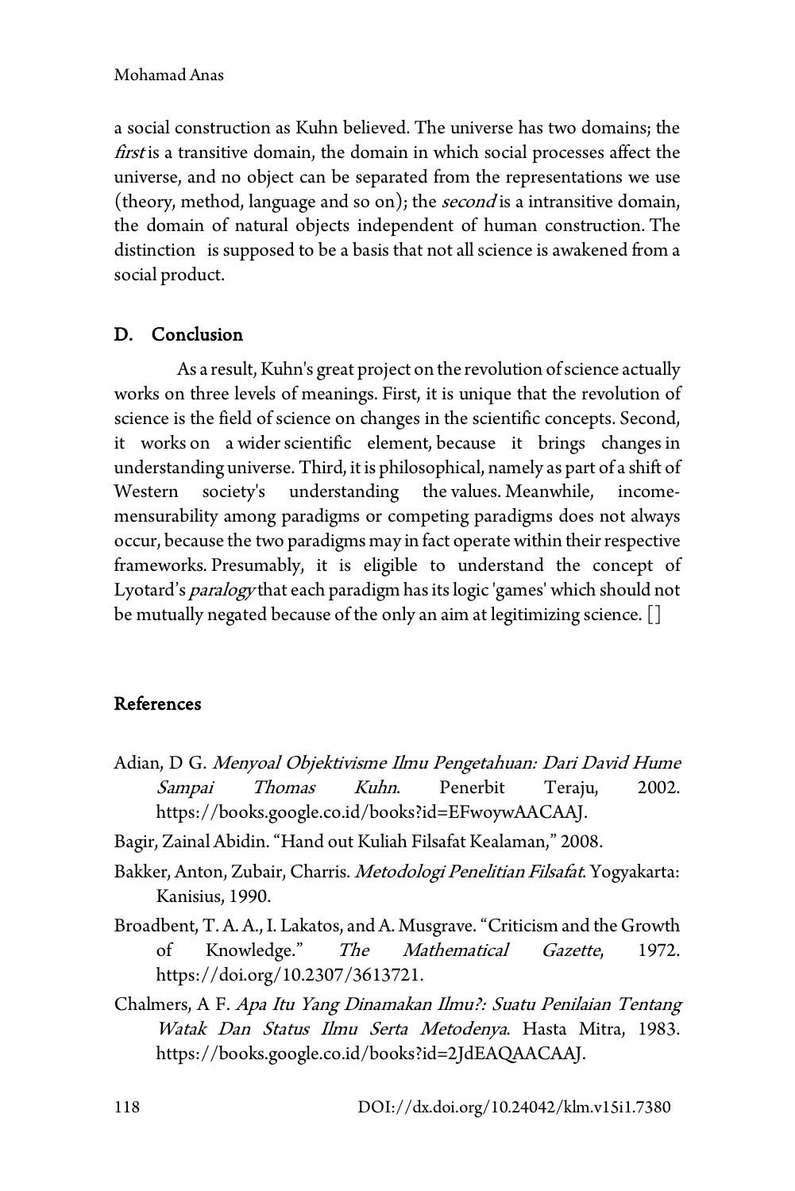a social construction as Kuhn believed. The universe has two domains; the *first* is a transitive domain, the domain in which social processes affect the universe, and no object can be separated from the representations we use (theory, method, language and so on); the *second* is a intransitive domain, the domain of natural objects independent of human construction. The distinction is supposed to be a basis that not all science is awakened from a social product.

## D. Conclusion

As a result, Kuhn's great project on the revolution of science actually works on three levels of meanings. First, it is unique that the revolution of science is the field of science on changes in the scientific concepts. Second, it works on a wider scientific element, because it brings changes in understanding universe. Third, it is philosophical, namely as part of a shift of Western society's understanding the values. Meanwhile, income-mensurability among paradigms or competing paradigms does not always occur, because the two paradigms may in fact operate within their respective frameworks. Presumably, it is eligible to understand the concept of Lyotard's *paralogy* that each paradigm has its logic 'games' which should not be mutually negated because of the only an aim at legitimizing science. []

## References

Adian, D G. *Menyoal Objektivisme Ilmu Pengetahuan: Dari David Hume Sampai Thomas Kuhn*. Penerbit Teraju, 2002. https://books.google.co.id/books?id=EFwoywAACAAJ.

Bagir, Zainal Abidin. "Hand out Kuliah Filsafat Kealaman," 2008.

Bakker, Anton, Zubair, Charris. *Metodologi Penelitian Filsafat*. Yogyakarta: Kanisius, 1990.

Broadbent, T. A. A., I. Lakatos, and A. Musgrave. "Criticism and the Growth of Knowledge." *The Mathematical Gazette*, 1972. https://doi.org/10.2307/3613721.

Chalmers, A F. *Apa Itu Yang Dinamakan Ilmu?: Suatu Penilaian Tentang Watak Dan Status Ilmu Serta Metodenya*. Hasta Mitra, 1983. https://books.google.co.id/books?id=2JdEAQAACAAJ.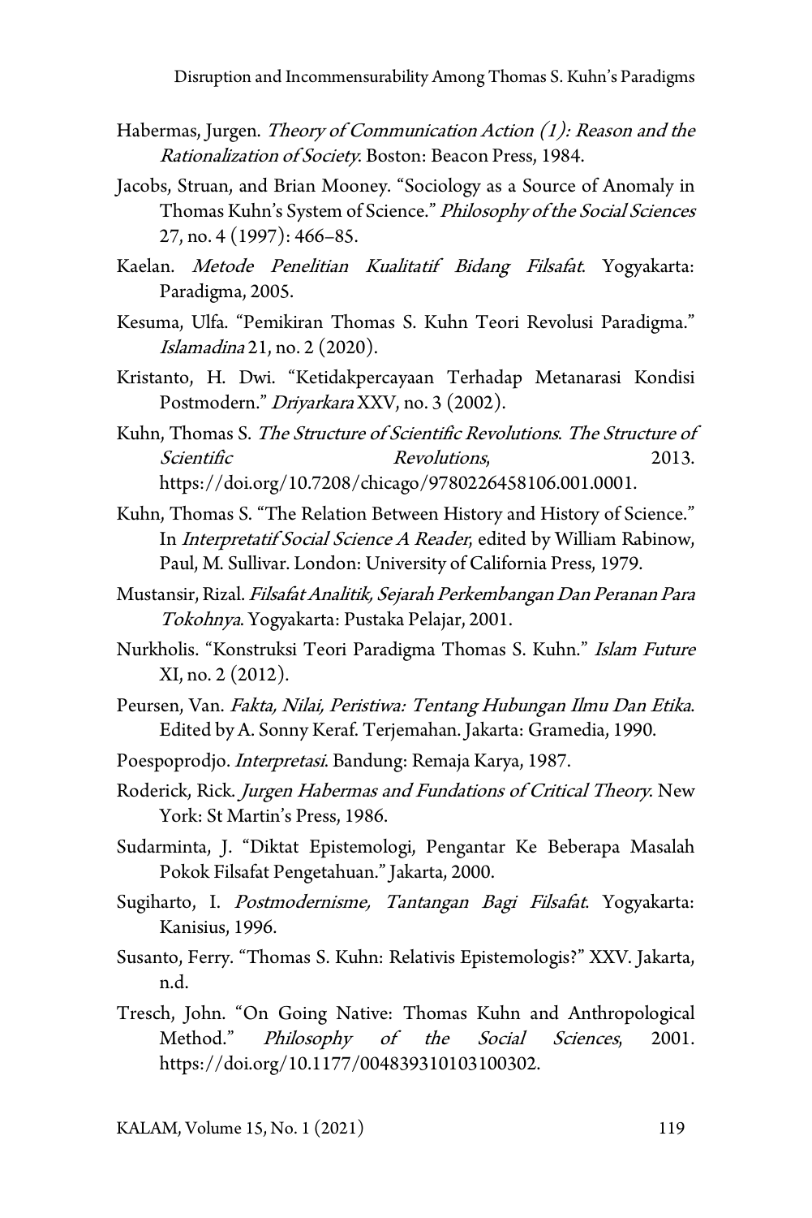Habermas, Jurgen. *Theory of Communication Action (1): Reason and the Rationalization of Society*. Boston: Beacon Press, 1984.

Jacobs, Struan, and Brian Mooney. "Sociology as a Source of Anomaly in Thomas Kuhn's System of Science." *Philosophy of the Social Sciences* 27, no. 4 (1997): 466–85.

Kaelan. *Metode Penelitian Kualitatif Bidang Filsafat*. Yogyakarta: Paradigma, 2005.

Kesuma, Ulfa. "Pemikiran Thomas S. Kuhn Teori Revolusi Paradigma." *Islamadina* 21, no. 2 (2020).

Kristanto, H. Dwi. "Ketidakpercayaan Terhadap Metanarasi Kondisi Postmodern." *Driyarkara* XXV, no. 3 (2002).

Kuhn, Thomas S. *The Structure of Scientific Revolutions*. *The Structure of Scientific Revolutions*, 2013. https://doi.org/10.7208/chicago/9780226458106.001.0001.

Kuhn, Thomas S. "The Relation Between History and History of Science." In *Interpretatif Social Science A Reader*, edited by William Rabinow, Paul, M. Sullivar. London: University of California Press, 1979.

Mustansir, Rizal. *Filsafat Analitik, Sejarah Perkembangan Dan Peranan Para Tokohnya*. Yogyakarta: Pustaka Pelajar, 2001.

Nurkholis. "Konstruksi Teori Paradigma Thomas S. Kuhn." *Islam Future* XI, no. 2 (2012).

Peursen, Van. *Fakta, Nilai, Peristiwa: Tentang Hubungan Ilmu Dan Etika*. Edited by A. Sonny Keraf. Terjemahan. Jakarta: Gramedia, 1990.

Poespoprodjo. *Interpretasi*. Bandung: Remaja Karya, 1987.

Roderick, Rick. *Jurgen Habermas and Fundations of Critical Theory*. New York: St Martin's Press, 1986.

Sudarminta, J. "Diktat Epistemologi, Pengantar Ke Beberapa Masalah Pokok Filsafat Pengetahuan." Jakarta, 2000.

Sugiharto, I. *Postmodernisme, Tantangan Bagi Filsafat*. Yogyakarta: Kanisius, 1996.

Susanto, Ferry. "Thomas S. Kuhn: Relativis Epistemologis?" XXV. Jakarta, n.d.

Tresch, John. "On Going Native: Thomas Kuhn and Anthropological Method." *Philosophy of the Social Sciences*, 2001. https://doi.org/10.1177/004839310103100302.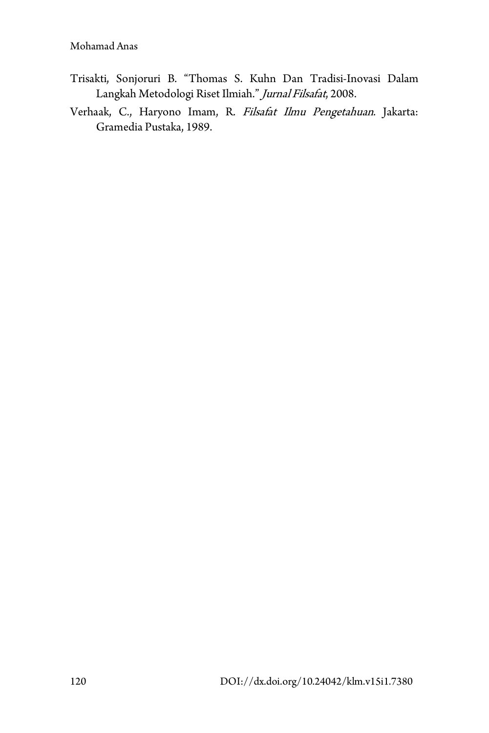Trisakti, Sonjoruri B. "Thomas S. Kuhn Dan Tradisi-Inovasi Dalam Langkah Metodologi Riset Ilmiah." *Jurnal Filsafat*, 2008.

Verhaak, C., Haryono Imam, R. *Filsafat Ilmu Pengetahuan*. Jakarta: Gramedia Pustaka, 1989.